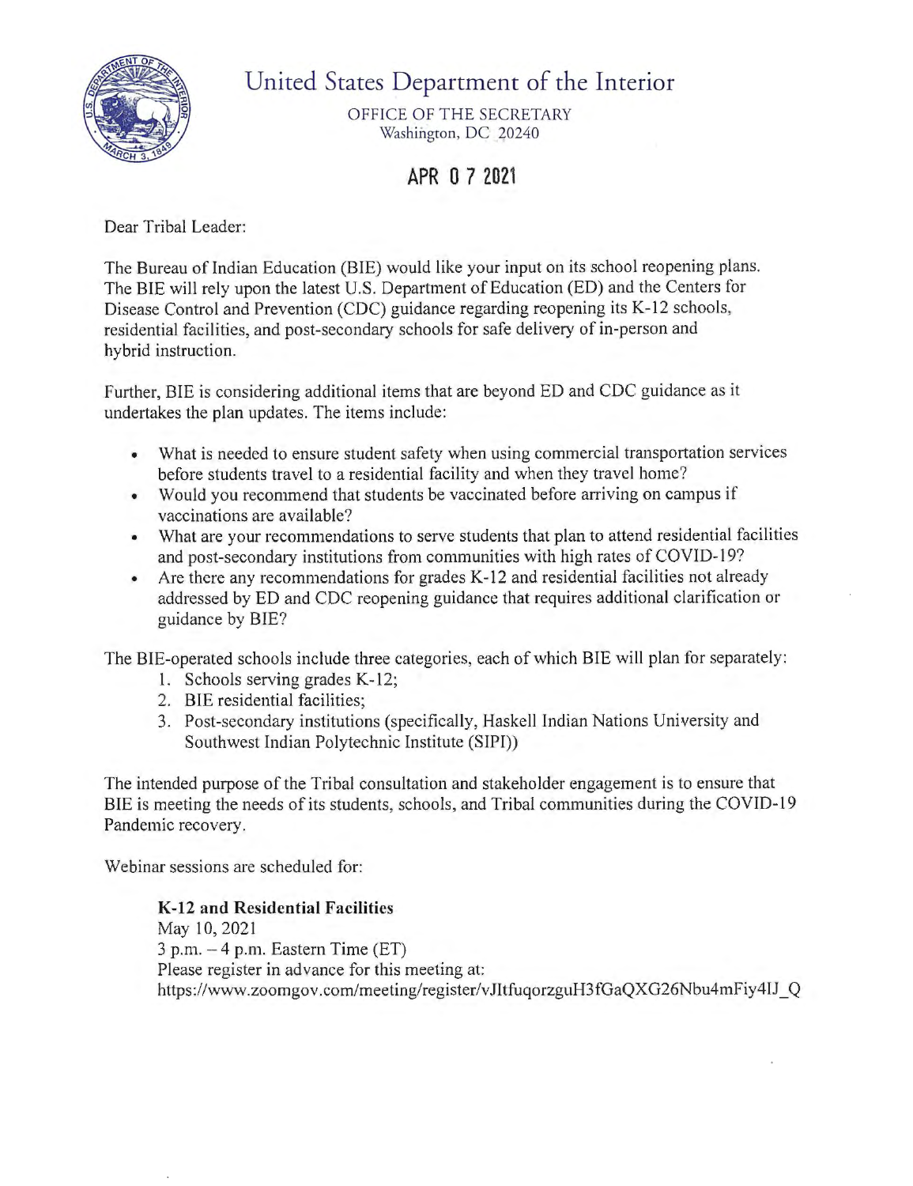# United States Department of the Interior

OFFICE OF THE SECRETARY
Washington, DC 20240

**APR 07 2021**

Dear Tribal Leader:

The Bureau of Indian Education (BIE) would like your input on its school reopening plans. The BIE will rely upon the latest U.S. Department of Education (ED) and the Centers for Disease Control and Prevention (CDC) guidance regarding reopening its K-12 schools, residential facilities, and post-secondary schools for safe delivery of in-person and hybrid instruction.

Further, BIE is considering additional items that are beyond ED and CDC guidance as it undertakes the plan updates. The items include:

- What is needed to ensure student safety when using commercial transportation services before students travel to a residential facility and when they travel home?
- Would you recommend that students be vaccinated before arriving on campus if vaccinations are available?
- What are your recommendations to serve students that plan to attend residential facilities and post-secondary institutions from communities with high rates of COVID-19?
- Are there any recommendations for grades K-12 and residential facilities not already addressed by ED and CDC reopening guidance that requires additional clarification or guidance by BIE?

The BIE-operated schools include three categories, each of which BIE will plan for separately:

1. Schools serving grades K-12;
2. BIE residential facilities;
3. Post-secondary institutions (specifically, Haskell Indian Nations University and Southwest Indian Polytechnic Institute (SIPI))

The intended purpose of the Tribal consultation and stakeholder engagement is to ensure that BIE is meeting the needs of its students, schools, and Tribal communities during the COVID-19 Pandemic recovery.

Webinar sessions are scheduled for:

**K-12 and Residential Facilities**
May 10, 2021
3 p.m. – 4 p.m. Eastern Time (ET)
Please register in advance for this meeting at:
https://www.zoomgov.com/meeting/register/vJItfuqorzguH3fGaQXG26Nbu4mFiy4IJ_Q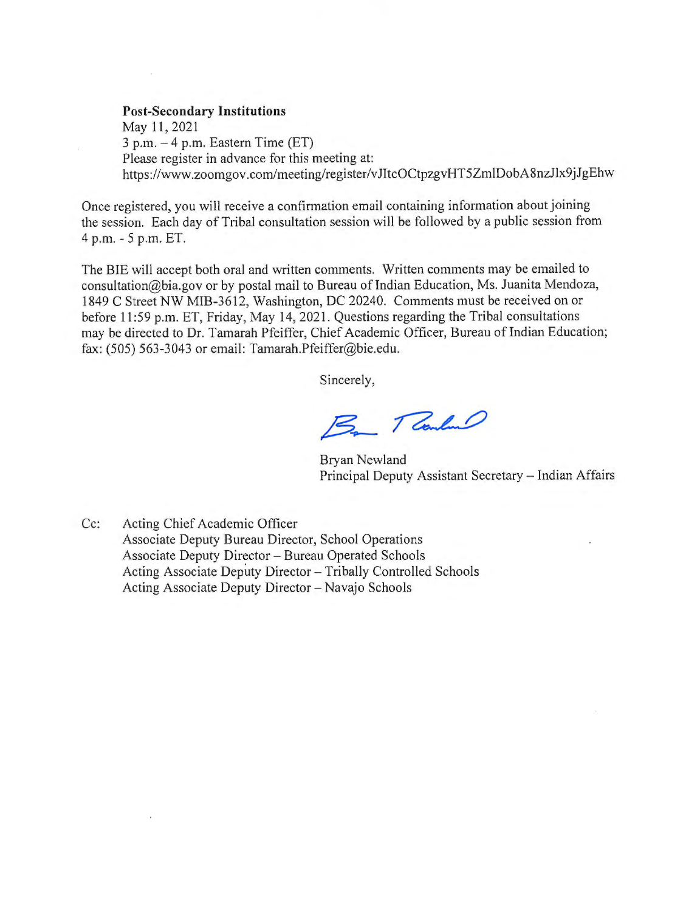**Post-Secondary Institutions**
May 11, 2021
3 p.m. – 4 p.m. Eastern Time (ET)
Please register in advance for this meeting at:
https://www.zoomgov.com/meeting/register/vJItcOCtpzgvHT5ZmlDobA8nzJlx9jJgEhw

Once registered, you will receive a confirmation email containing information about joining the session. Each day of Tribal consultation session will be followed by a public session from 4 p.m. - 5 p.m. ET.

The BIE will accept both oral and written comments. Written comments may be emailed to consultation@bia.gov or by postal mail to Bureau of Indian Education, Ms. Juanita Mendoza, 1849 C Street NW MIB-3612, Washington, DC 20240. Comments must be received on or before 11:59 p.m. ET, Friday, May 14, 2021. Questions regarding the Tribal consultations may be directed to Dr. Tamarah Pfeiffer, Chief Academic Officer, Bureau of Indian Education; fax: (505) 563-3043 or email: Tamarah.Pfeiffer@bie.edu.

Sincerely,

Bryan Newland
Principal Deputy Assistant Secretary – Indian Affairs

Cc: Acting Chief Academic Officer
Associate Deputy Bureau Director, School Operations
Associate Deputy Director – Bureau Operated Schools
Acting Associate Deputy Director – Tribally Controlled Schools
Acting Associate Deputy Director – Navajo Schools